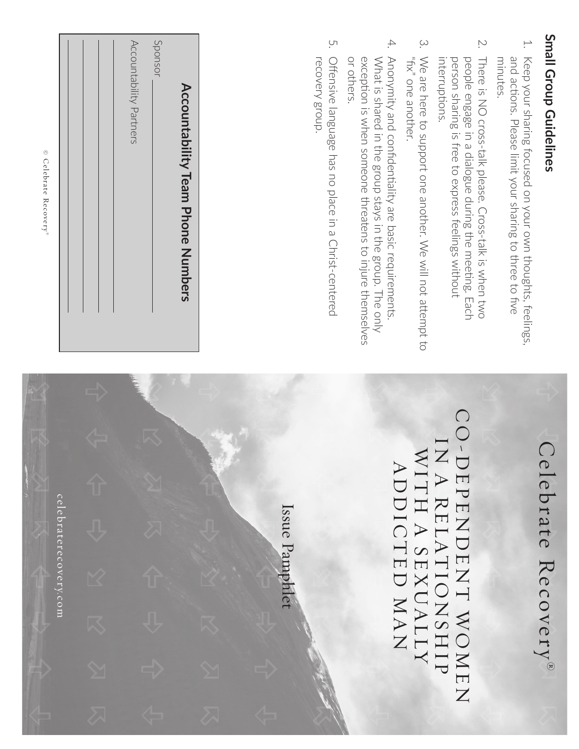## Small Group Guidelines

1. Keep your sharing focused on your own thoughts, feelings, and actions. Please limit your sharing to three to five minutes.
2. There is NO cross-talk please. Cross-talk is when two people engage in a dialogue during the meeting. Each person sharing is free to express feelings without interruptions.
3. We are here to support one another. We will not attempt to "fix" one another.
4. Anonymity and confidentiality are basic requirements. What is shared in the group stays in the group. The only exception is when someone threatens to injure themselves or others.
5. Offensive language has no place in a Christ-centered recovery group.

### Accountability Team Phone Numbers

Sponsor ____________________

Accountability Partners

____________________

____________________

____________________

____________________

© Celebrate Recovery®

# Celebrate Recovery®

# CO-DEPENDENT WOMEN IN A RELATIONSHIP WITH A SEXUALLY ADDICTED MAN

Issue Pamphlet

celebraterecovery.com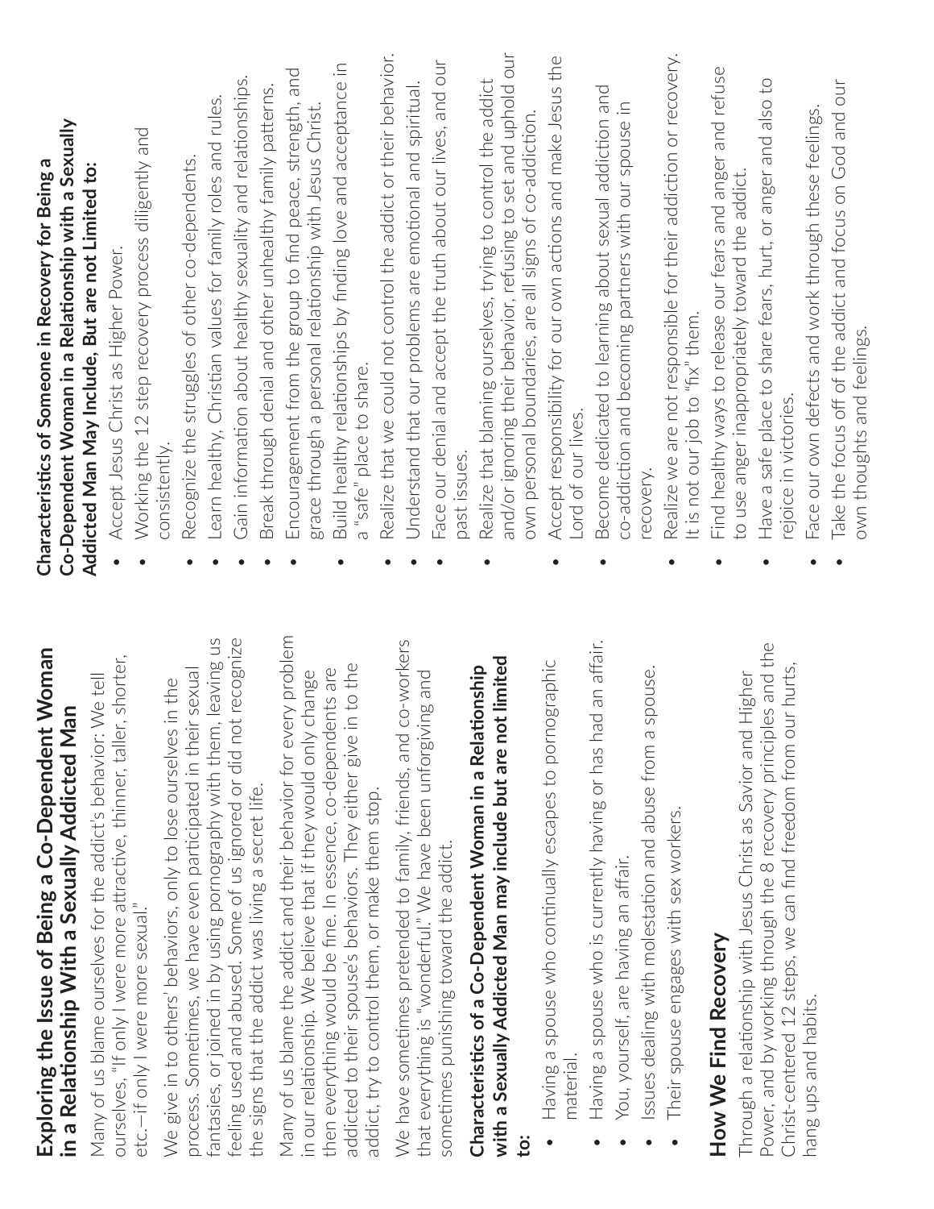## Exploring the Issue of Being a Co-Dependent Woman in a Relationship With a Sexually Addicted Man

Many of us blame ourselves for the addict's behavior: We tell ourselves, "If only I were more attractive, thinner, taller, shorter, etc.—if only I were more sexual."

We give in to others' behaviors, only to lose ourselves in the process. Sometimes, we have even participated in their sexual fantasies, or joined in by using pornography with them, leaving us feeling used and abused. Some of us ignored or did not recognize the signs that the addict was living a secret life.

Many of us blame the addict and their behavior for every problem in our relationship. We believe that if they would only change then everything would be fine. In essence, co-dependents are addicted to their spouse's behaviors. They either give in to the addict, try to control them, or make them stop.

We have sometimes pretended to family, friends, and co-workers that everything is "wonderful." We have been unforgiving and sometimes punishing toward the addict.

### Characteristics of a Co-Dependent Woman in a Relationship with a Sexually Addicted Man may include but are not limited to:

- Having a spouse who continually escapes to pornographic material.
- Having a spouse who is currently having or has had an affair.
- You, yourself, are having an affair.
- Issues dealing with molestation and abuse from a spouse.
- Their spouse engages with sex workers.

## How We Find Recovery

Through a relationship with Jesus Christ as Savior and Higher Power, and by working through the 8 recovery principles and the Christ-centered 12 steps, we can find freedom from our hurts, hang ups and habits.

### Characteristics of Someone in Recovery for Being a Co-Dependent Woman in a Relationship with a Sexually Addicted Man May Include, But are not Limited to:

- Accept Jesus Christ as Higher Power.
- Working the 12 step recovery process diligently and consistently.
- Recognize the struggles of other co-dependents.
- Learn healthy, Christian values for family roles and rules.
- Gain information about healthy sexuality and relationships.
- Break through denial and other unhealthy family patterns.
- Encouragement from the group to find peace, strength, and grace through a personal relationship with Jesus Christ.
- Build healthy relationships by finding love and acceptance in a "safe" place to share.
- Realize that we could not control the addict or their behavior.
- Understand that our problems are emotional and spiritual.
- Face our denial and accept the truth about our lives, and our past issues.
- Realize that blaming ourselves, trying to control the addict and/or ignoring their behavior, refusing to set and uphold our own personal boundaries, are all signs of co-addiction.
- Accept responsibility for our own actions and make Jesus the Lord of our lives.
- Become dedicated to learning about sexual addiction and co-addiction and becoming partners with our spouse in recovery.
- Realize we are not responsible for their addiction or recovery. It is not our job to "fix" them.
- Find healthy ways to release our fears and anger and refuse to use anger inappropriately toward the addict.
- Have a safe place to share fears, hurt, or anger and also to rejoice in victories.
- Face our own defects and work through these feelings.
- Take the focus off of the addict and focus on God and our own thoughts and feelings.